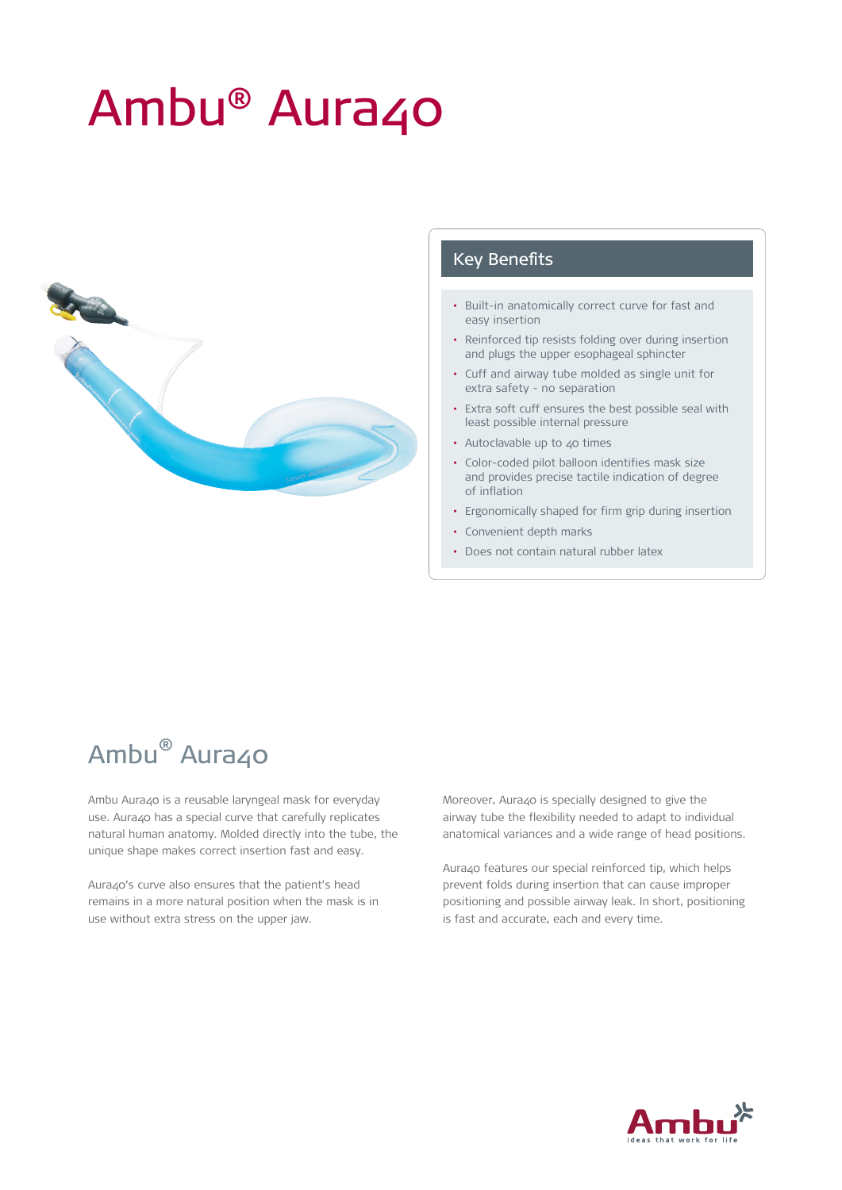# Ambu® Aura40

## Key Benefits

- Built-in anatomically correct curve for fast and easy insertion
- Reinforced tip resists folding over during insertion and plugs the upper esophageal sphincter
- Cuff and airway tube molded as single unit for extra safety - no separation
- Extra soft cuff ensures the best possible seal with least possible internal pressure
- Autoclavable up to 40 times
- Color-coded pilot balloon identifies mask size and provides precise tactile indication of degree of inflation
- Ergonomically shaped for firm grip during insertion
- Convenient depth marks
- Does not contain natural rubber latex

## Ambu® Aura40

Ambu Aura40 is a reusable laryngeal mask for everyday use. Aura40 has a special curve that carefully replicates natural human anatomy. Molded directly into the tube, the unique shape makes correct insertion fast and easy.

Aura40's curve also ensures that the patient's head remains in a more natural position when the mask is in use without extra stress on the upper jaw.

Moreover, Aura40 is specially designed to give the airway tube the flexibility needed to adapt to individual anatomical variances and a wide range of head positions.

Aura40 features our special reinforced tip, which helps prevent folds during insertion that can cause improper positioning and possible airway leak. In short, positioning is fast and accurate, each and every time.

Ambu
Ideas that work for life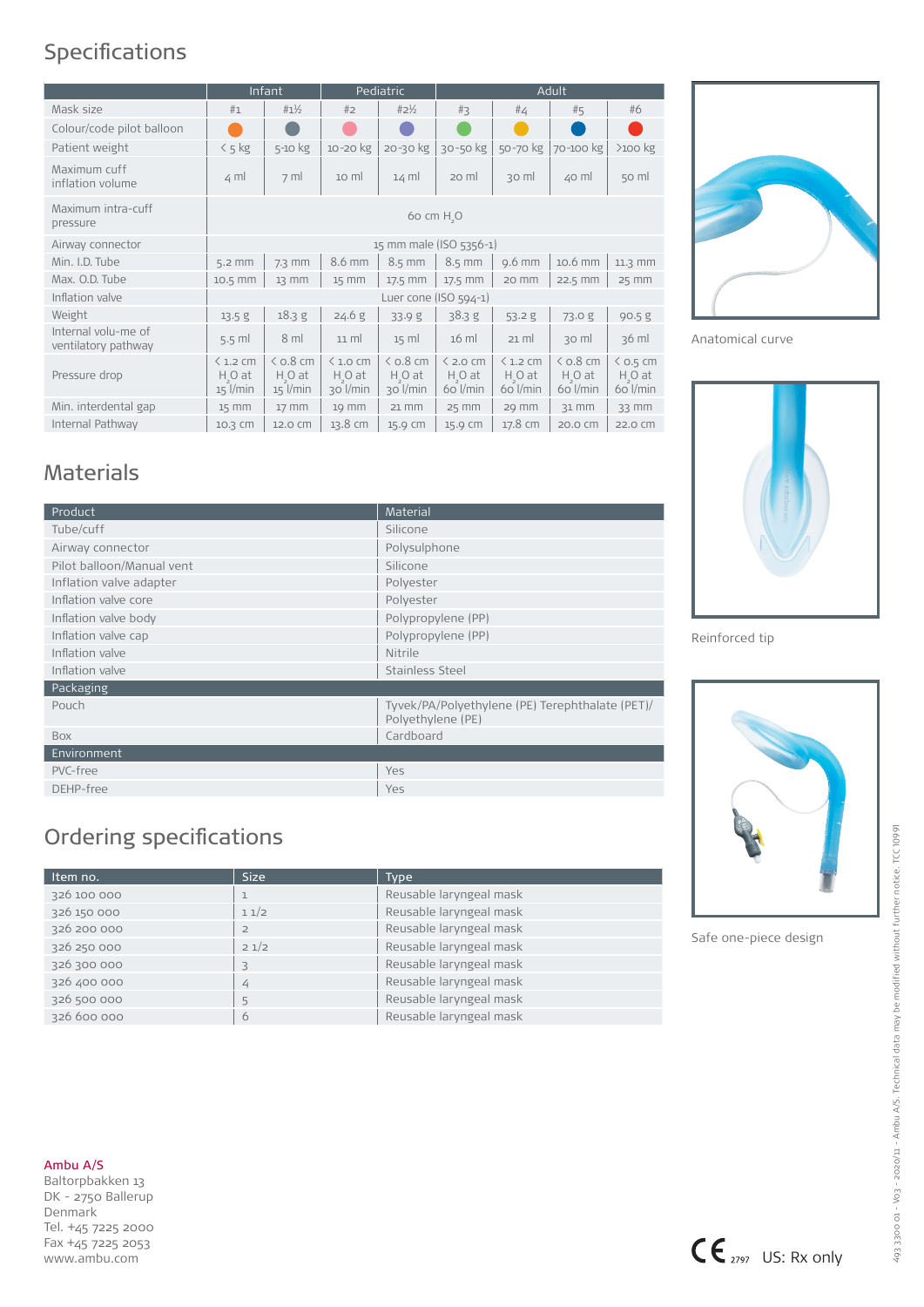## Specifications

| | Infant | | Pediatric | | Adult | | | |
|---|---|---|---|---|---|---|---|---|
| Mask size | #1 | #1½ | #2 | #2½ | #3 | #4 | #5 | #6 |
| Colour/code pilot balloon | | | | | | | | |
| Patient weight | < 5 kg | 5-10 kg | 10-20 kg | 20-30 kg | 30-50 kg | 50-70 kg | 70-100 kg | >100 kg |
| Maximum cuff inflation volume | 4 ml | 7 ml | 10 ml | 14 ml | 20 ml | 30 ml | 40 ml | 50 ml |
| Maximum intra-cuff pressure | 60 cm $H_2O$ | | | | | | | |
| Airway connector | 15 mm male (ISO 5356-1) | | | | | | | |
| Min. I.D. Tube | 5.2 mm | 7.3 mm | 8.6 mm | 8.5 mm | 8.5 mm | 9.6 mm | 10.6 mm | 11.3 mm |
| Max. O.D. Tube | 10.5 mm | 13 mm | 15 mm | 17.5 mm | 17.5 mm | 20 mm | 22.5 mm | 25 mm |
| Inflation valve | Luer cone (ISO 594-1) | | | | | | | |
| Weight | 13.5 g | 18.3 g | 24.6 g | 33.9 g | 38.3 g | 53.2 g | 73.0 g | 90.5 g |
| Internal volu-me of ventilatory pathway | 5.5 ml | 8 ml | 11 ml | 15 ml | 16 ml | 21 ml | 30 ml | 36 ml |
| Pressure drop | < 1.2 cm $H_2O$ at 15 l/min | < 0.8 cm $H_2O$ at 15 l/min | < 1.0 cm $H_2O$ at 30 l/min | < 0.8 cm $H_2O$ at 30 l/min | < 2.0 cm $H_2O$ at 60 l/min | < 1.2 cm $H_2O$ at 60 l/min | < 0.8 cm $H_2O$ at 60 l/min | < 0.5 cm $H_2O$ at 60 l/min |
| Min. interdental gap | 15 mm | 17 mm | 19 mm | 21 mm | 25 mm | 29 mm | 31 mm | 33 mm |
| Internal Pathway | 10.3 cm | 12.0 cm | 13.8 cm | 15.9 cm | 15.9 cm | 17.8 cm | 20.0 cm | 22.0 cm |

Anatomical curve

Reinforced tip

Safe one-piece design

## Materials

| Product | Material |
|---|---|
| Tube/cuff | Silicone |
| Airway connector | Polysulphone |
| Pilot balloon/Manual vent | Silicone |
| Inflation valve adapter | Polyester |
| Inflation valve core | Polyester |
| Inflation valve body | Polypropylene (PP) |
| Inflation valve cap | Polypropylene (PP) |
| Inflation valve | Nitrile |
| Inflation valve | Stainless Steel |
| **Packaging** | |
| Pouch | Tyvek/PA/Polyethylene (PE) Terephthalate (PET)/ Polyethylene (PE) |
| Box | Cardboard |
| **Environment** | |
| PVC-free | Yes |
| DEHP-free | Yes |

## Ordering specifications

| Item no. | Size | Type |
|---|---|---|
| 326 100 000 | 1 | Reusable laryngeal mask |
| 326 150 000 | 1 1/2 | Reusable laryngeal mask |
| 326 200 000 | 2 | Reusable laryngeal mask |
| 326 250 000 | 2 1/2 | Reusable laryngeal mask |
| 326 300 000 | 3 | Reusable laryngeal mask |
| 326 400 000 | 4 | Reusable laryngeal mask |
| 326 500 000 | 5 | Reusable laryngeal mask |
| 326 600 000 | 6 | Reusable laryngeal mask |

**Ambu A/S**
Baltorpbakken 13
DK - 2750 Ballerup
Denmark
Tel. +45 7225 2000
Fax +45 7225 2053
www.ambu.com

CE 2797 US: Rx only

493 3300 01 - V03 - 2020/11 - Ambu A/S. Technical data may be modified without further notice. TCC10991